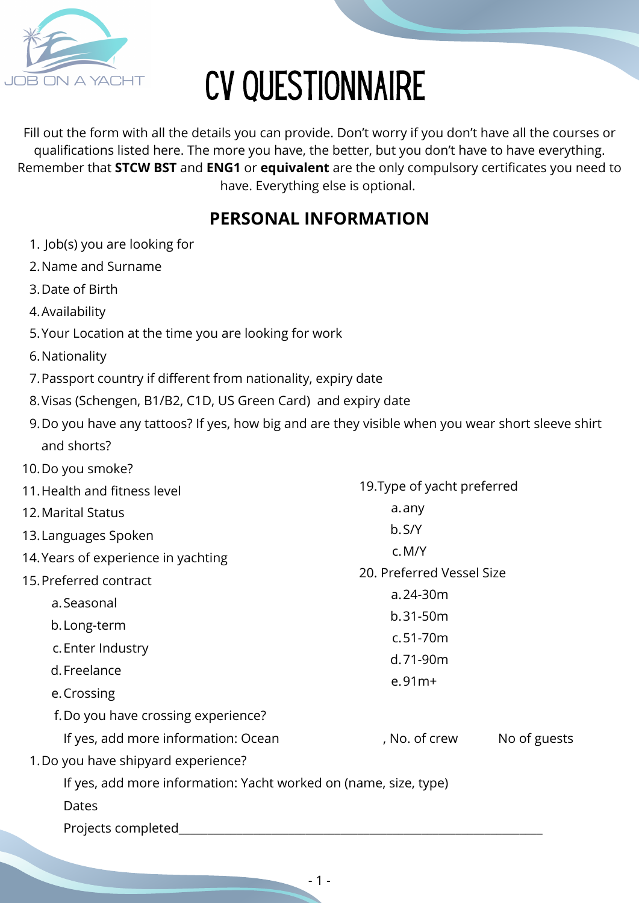JOB ON A YACHT

# CV QUESTIONNAIRE

Fill out the form with all the details you can provide. Don't worry if you don't have all the courses or qualifications listed here. The more you have, the better, but you don't have to have everything. Remember that **STCW BST** and **ENG1** or **equivalent** are the only compulsory certificates you need to have. Everything else is optional.

## PERSONAL INFORMATION

1. Job(s) you are looking for
2. Name and Surname
3. Date of Birth
4. Availability
5. Your Location at the time you are looking for work
6. Nationality
7. Passport country if different from nationality, expiry date
8. Visas (Schengen, B1/B2, C1D, US Green Card) and expiry date
9. Do you have any tattoos? If yes, how big and are they visible when you wear short sleeve shirt and shorts?
10. Do you smoke?
11. Health and fitness level
12. Marital Status
13. Languages Spoken
14. Years of experience in yachting
15. Preferred contract
    a. Seasonal
    b. Long-term
    c. Enter Industry
    d. Freelance
    e. Crossing
    f. Do you have crossing experience?
       If yes, add more information: Ocean , No. of crew No of guests
16. Do you have shipyard experience?
    If yes, add more information: Yacht worked on (name, size, type)
    Dates
    Projects completed\_\_\_\_\_\_\_\_\_\_\_\_\_\_\_\_\_\_\_\_\_\_\_\_\_\_\_\_\_\_\_\_\_\_\_\_\_\_\_\_\_\_\_\_\_\_\_\_\_\_\_\_\_\_\_\_\_\_\_\_

19. Type of yacht preferred
    a. any
    b. S/Y
    c. M/Y
20. Preferred Vessel Size
    a. 24-30m
    b. 31-50m
    c. 51-70m
    d. 71-90m
    e. 91m+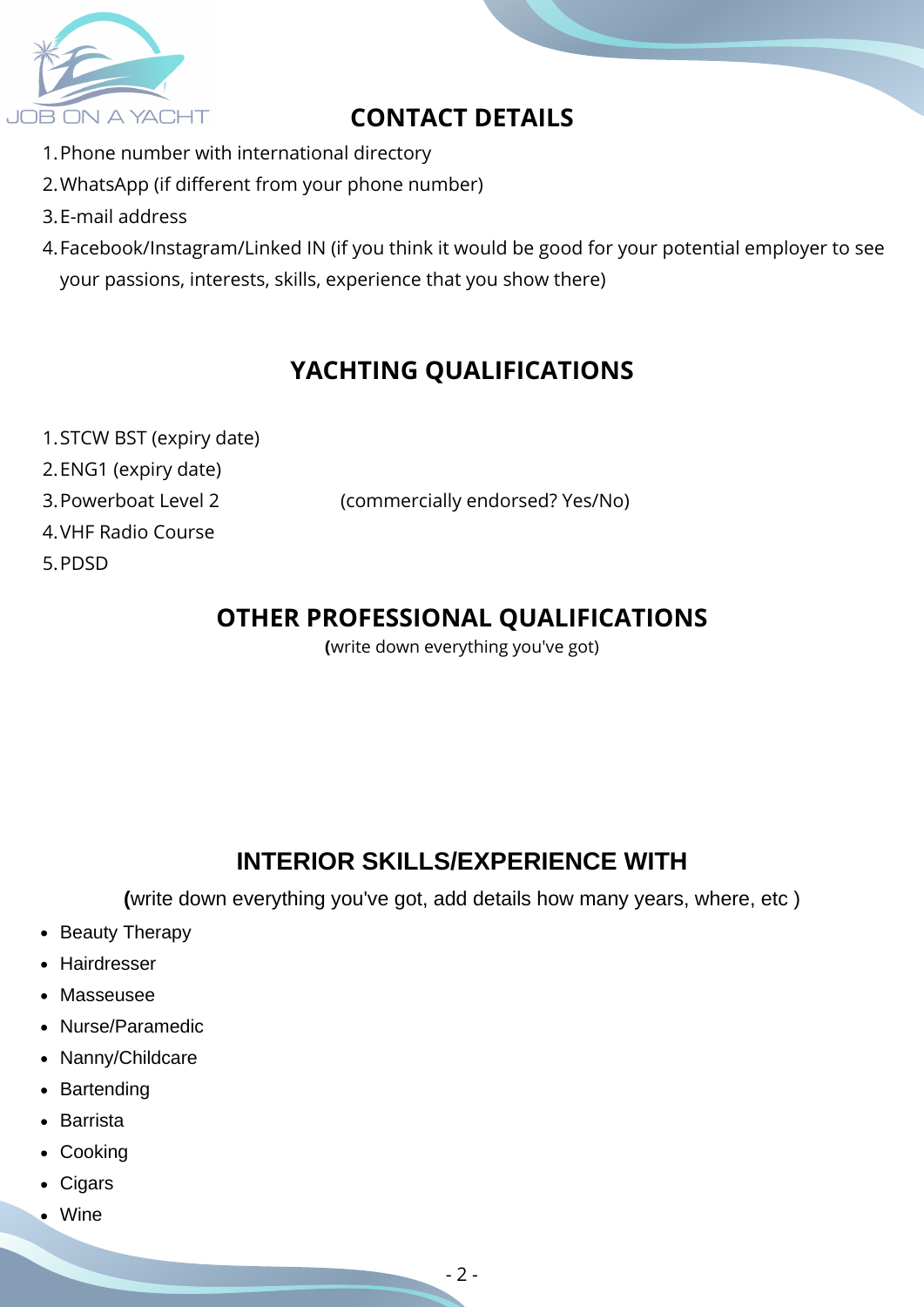## CONTACT DETAILS

1. Phone number with international directory
2. WhatsApp (if different from your phone number)
3. E-mail address
4. Facebook/Instagram/Linked IN (if you think it would be good for your potential employer to see your passions, interests, skills, experience that you show there)

## YACHTING QUALIFICATIONS

1. STCW BST (expiry date)
2. ENG1 (expiry date)
3. Powerboat Level 2 (commercially endorsed? Yes/No)
4. VHF Radio Course
5. PDSD

## OTHER PROFESSIONAL QUALIFICATIONS

**(**write down everything you've got)

## INTERIOR SKILLS/EXPERIENCE WITH

**(**write down everything you've got, add details how many years, where, etc )

- Beauty Therapy
- Hairdresser
- Masseusee
- Nurse/Paramedic
- Nanny/Childcare
- Bartending
- Barrista
- Cooking
- Cigars
- Wine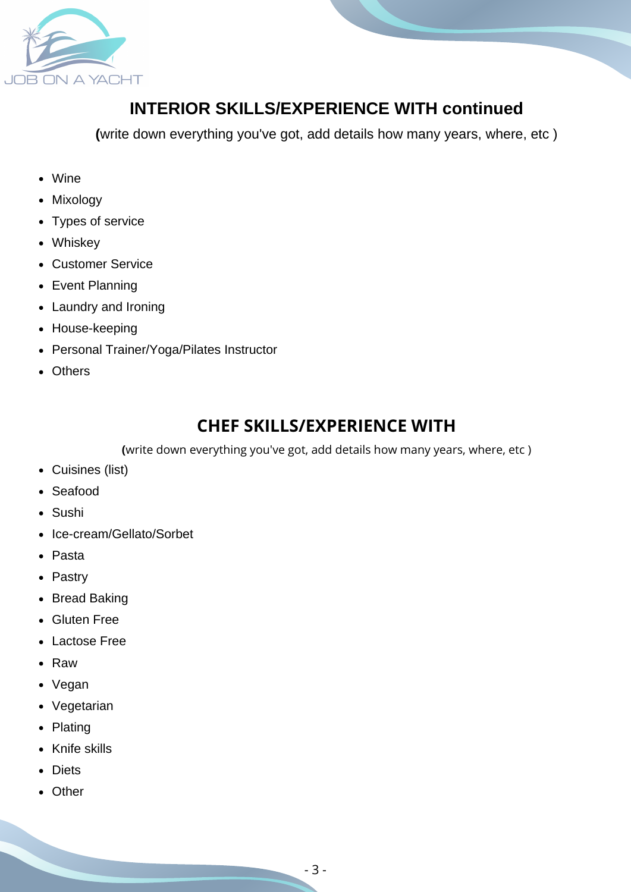## INTERIOR SKILLS/EXPERIENCE WITH continued

**(**write down everything you've got, add details how many years, where, etc )

- Wine
- Mixology
- Types of service
- Whiskey
- Customer Service
- Event Planning
- Laundry and Ironing
- House-keeping
- Personal Trainer/Yoga/Pilates Instructor
- Others

## CHEF SKILLS/EXPERIENCE WITH

**(**write down everything you've got, add details how many years, where, etc )

- Cuisines (list)
- Seafood
- Sushi
- Ice-cream/Gellato/Sorbet
- Pasta
- Pastry
- Bread Baking
- Gluten Free
- Lactose Free
- Raw
- Vegan
- Vegetarian
- Plating
- Knife skills
- Diets
- Other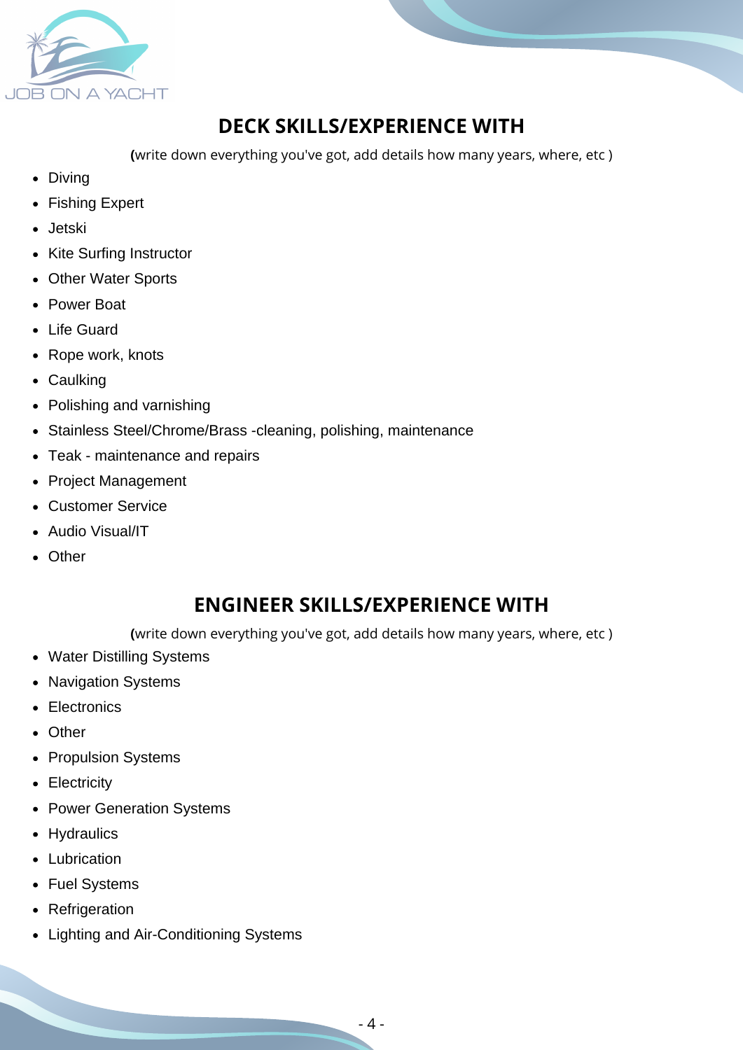## DECK SKILLS/EXPERIENCE WITH

**(**write down everything you've got, add details how many years, where, etc )

- Diving
- Fishing Expert
- Jetski
- Kite Surfing Instructor
- Other Water Sports
- Power Boat
- Life Guard
- Rope work, knots
- Caulking
- Polishing and varnishing
- Stainless Steel/Chrome/Brass -cleaning, polishing, maintenance
- Teak - maintenance and repairs
- Project Management
- Customer Service
- Audio Visual/IT
- Other

## ENGINEER SKILLS/EXPERIENCE WITH

**(**write down everything you've got, add details how many years, where, etc )

- Water Distilling Systems
- Navigation Systems
- Electronics
- Other
- Propulsion Systems
- Electricity
- Power Generation Systems
- Hydraulics
- Lubrication
- Fuel Systems
- Refrigeration
- Lighting and Air-Conditioning Systems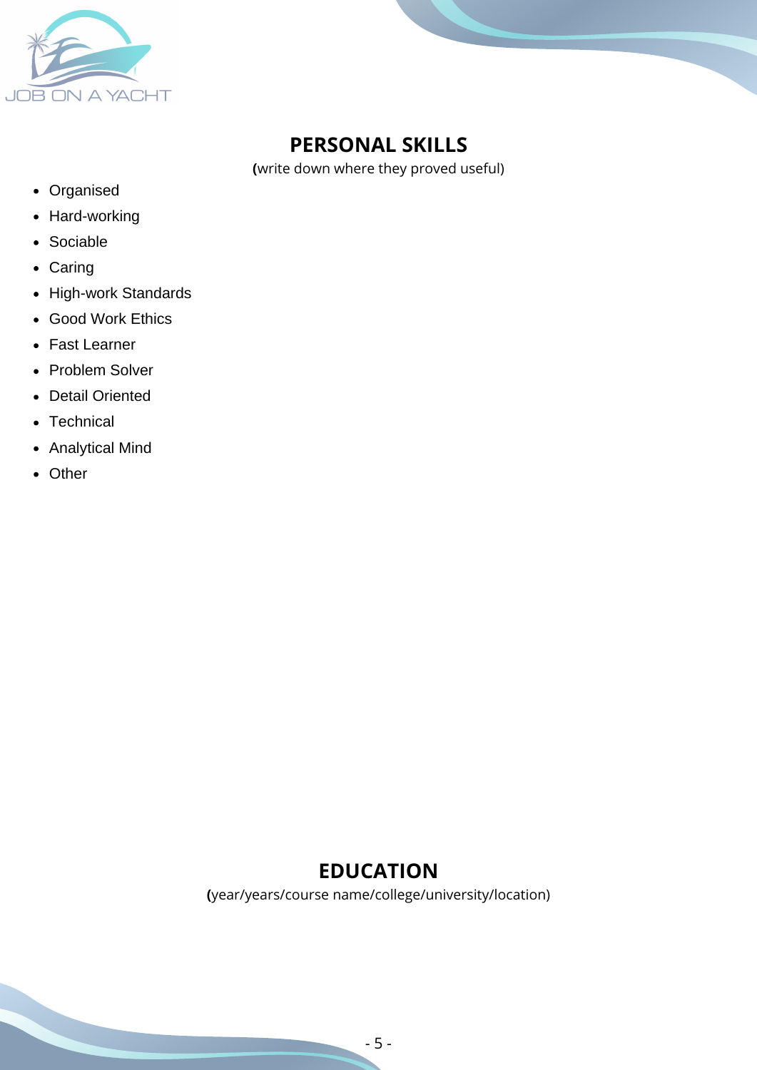## PERSONAL SKILLS

(write down where they proved useful)

- Organised
- Hard-working
- Sociable
- Caring
- High-work Standards
- Good Work Ethics
- Fast Learner
- Problem Solver
- Detail Oriented
- Technical
- Analytical Mind
- Other

## EDUCATION

(year/years/course name/college/university/location)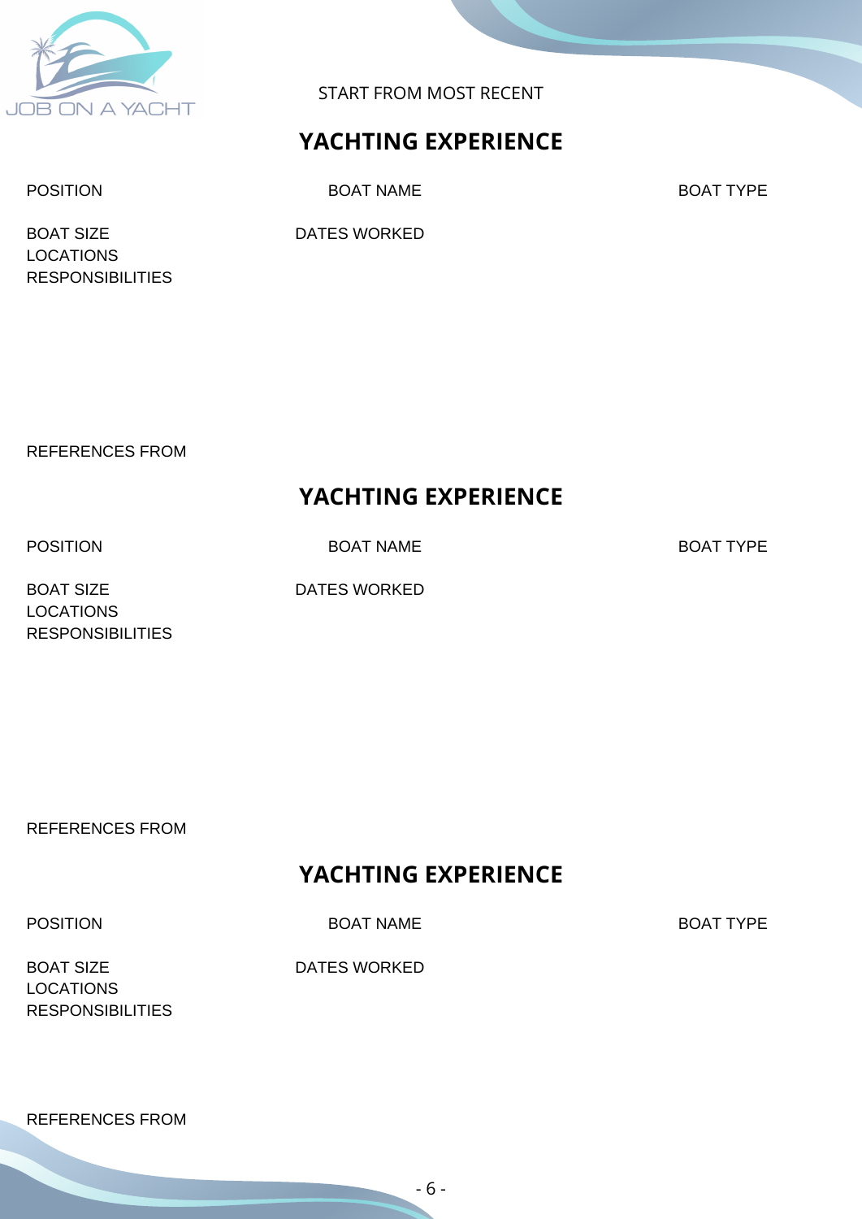JOB ON A YACHT

START FROM MOST RECENT

## YACHTING EXPERIENCE

POSITION

BOAT NAME

BOAT TYPE

BOAT SIZE

DATES WORKED

LOCATIONS

RESPONSIBILITIES

REFERENCES FROM

## YACHTING EXPERIENCE

POSITION

BOAT NAME

BOAT TYPE

BOAT SIZE

DATES WORKED

LOCATIONS

RESPONSIBILITIES

REFERENCES FROM

## YACHTING EXPERIENCE

POSITION

BOAT NAME

BOAT TYPE

BOAT SIZE

DATES WORKED

LOCATIONS

RESPONSIBILITIES

REFERENCES FROM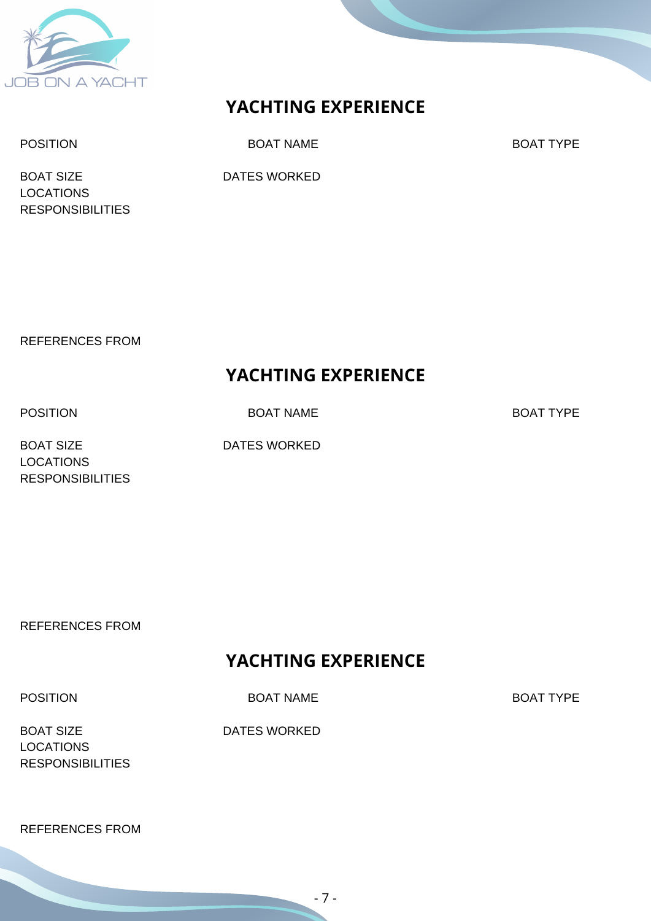## YACHTING EXPERIENCE

POSITION

BOAT NAME

BOAT TYPE

BOAT SIZE

DATES WORKED

LOCATIONS

RESPONSIBILITIES

REFERENCES FROM

## YACHTING EXPERIENCE

POSITION

BOAT NAME

BOAT TYPE

BOAT SIZE

DATES WORKED

LOCATIONS

RESPONSIBILITIES

REFERENCES FROM

## YACHTING EXPERIENCE

POSITION

BOAT NAME

BOAT TYPE

BOAT SIZE

DATES WORKED

LOCATIONS

RESPONSIBILITIES

REFERENCES FROM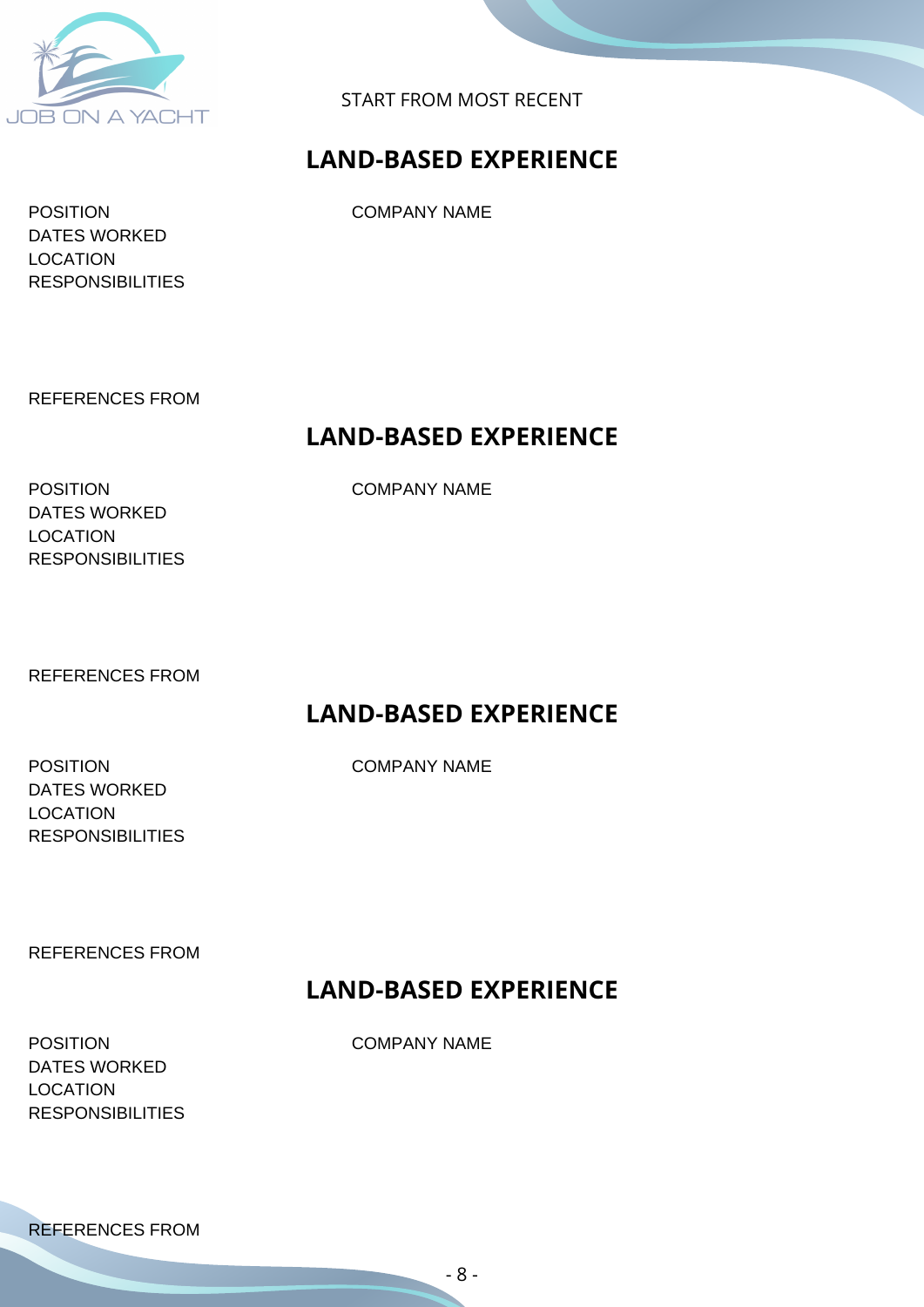START FROM MOST RECENT

## LAND-BASED EXPERIENCE

POSITION
DATES WORKED
LOCATION
RESPONSIBILITIES

COMPANY NAME

REFERENCES FROM

## LAND-BASED EXPERIENCE

POSITION
DATES WORKED
LOCATION
RESPONSIBILITIES

COMPANY NAME

REFERENCES FROM

## LAND-BASED EXPERIENCE

POSITION
DATES WORKED
LOCATION
RESPONSIBILITIES

COMPANY NAME

REFERENCES FROM

## LAND-BASED EXPERIENCE

POSITION
DATES WORKED
LOCATION
RESPONSIBILITIES

COMPANY NAME

REFERENCES FROM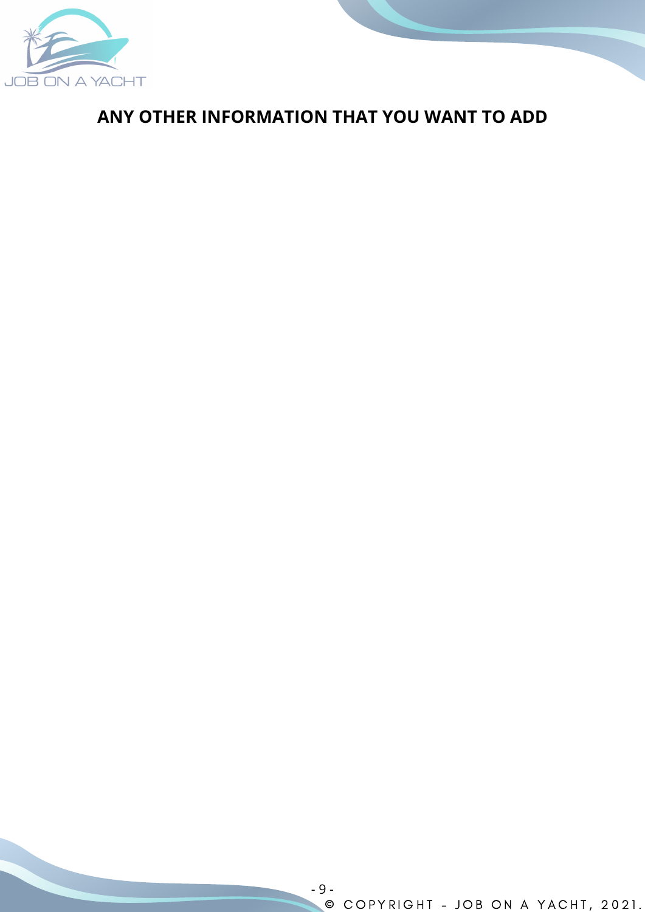## ANY OTHER INFORMATION THAT YOU WANT TO ADD